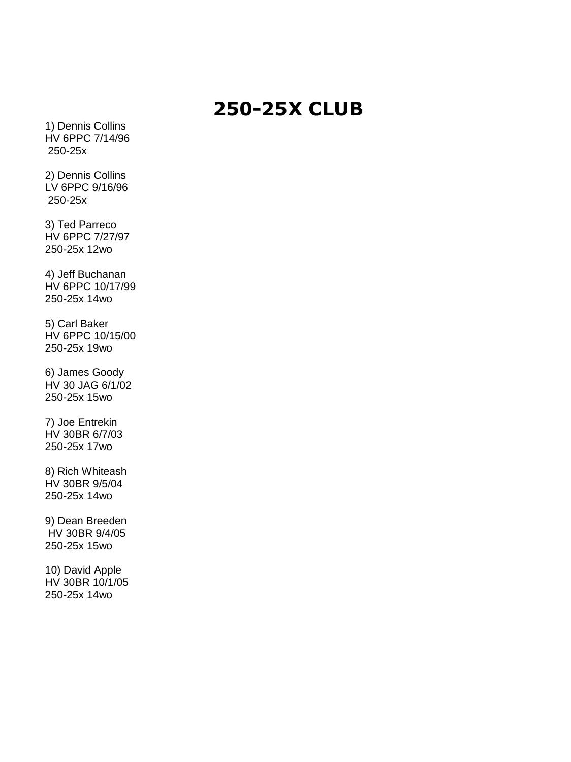# 250-25X CLUB

1) Dennis Collins
HV 6PPC 7/14/96
250-25x

2) Dennis Collins
LV 6PPC 9/16/96
250-25x

3) Ted Parreco
HV 6PPC 7/27/97
250-25x 12wo

4) Jeff Buchanan
HV 6PPC 10/17/99
250-25x 14wo

5) Carl Baker
HV 6PPC 10/15/00
250-25x 19wo

6) James Goody
HV 30 JAG 6/1/02
250-25x 15wo

7) Joe Entrekin
HV 30BR 6/7/03
250-25x 17wo

8) Rich Whiteash
HV 30BR 9/5/04
250-25x 14wo

9) Dean Breeden
HV 30BR 9/4/05
250-25x 15wo

10) David Apple
HV 30BR 10/1/05
250-25x 14wo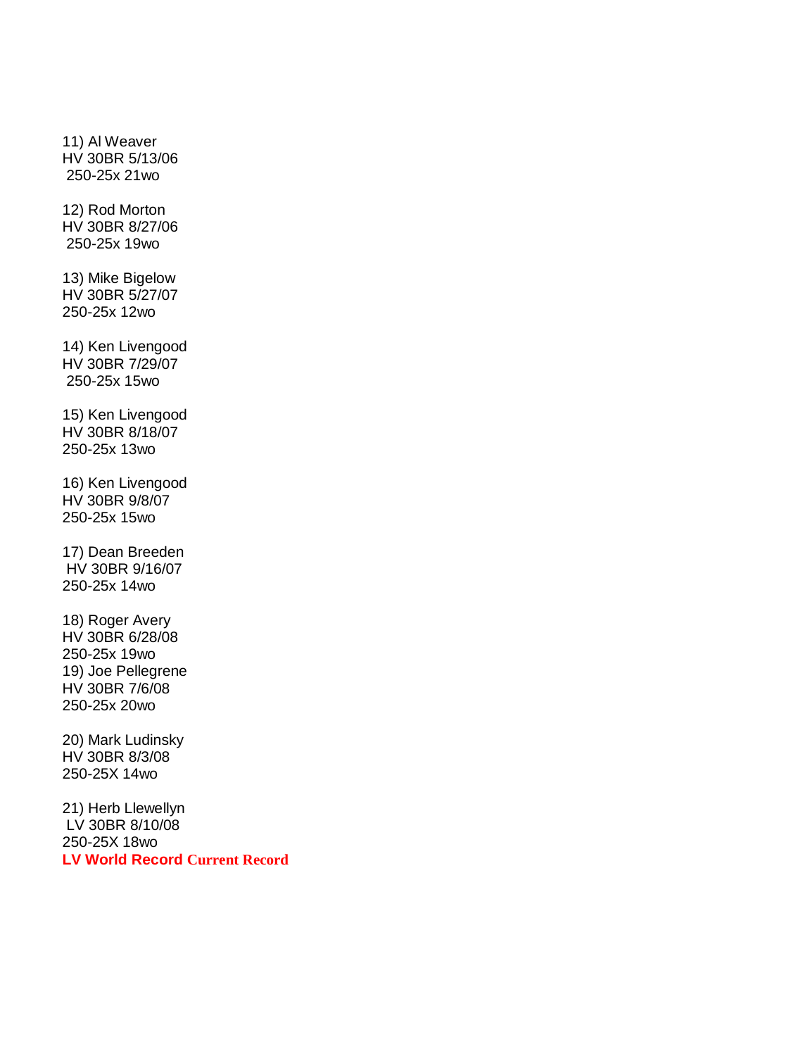11) Al Weaver
HV 30BR 5/13/06
250-25x 21wo

12) Rod Morton
HV 30BR 8/27/06
250-25x 19wo

13) Mike Bigelow
HV 30BR 5/27/07
250-25x 12wo

14) Ken Livengood
HV 30BR 7/29/07
250-25x 15wo

15) Ken Livengood
HV 30BR 8/18/07
250-25x 13wo

16) Ken Livengood
HV 30BR 9/8/07
250-25x 15wo

17) Dean Breeden
HV 30BR 9/16/07
250-25x 14wo

18) Roger Avery
HV 30BR 6/28/08
250-25x 19wo

19) Joe Pellegrene
HV 30BR 7/6/08
250-25x 20wo

20) Mark Ludinsky
HV 30BR 8/3/08
250-25X 14wo

21) Herb Llewellyn
LV 30BR 8/10/08
250-25X 18wo
**LV World Record Current Record**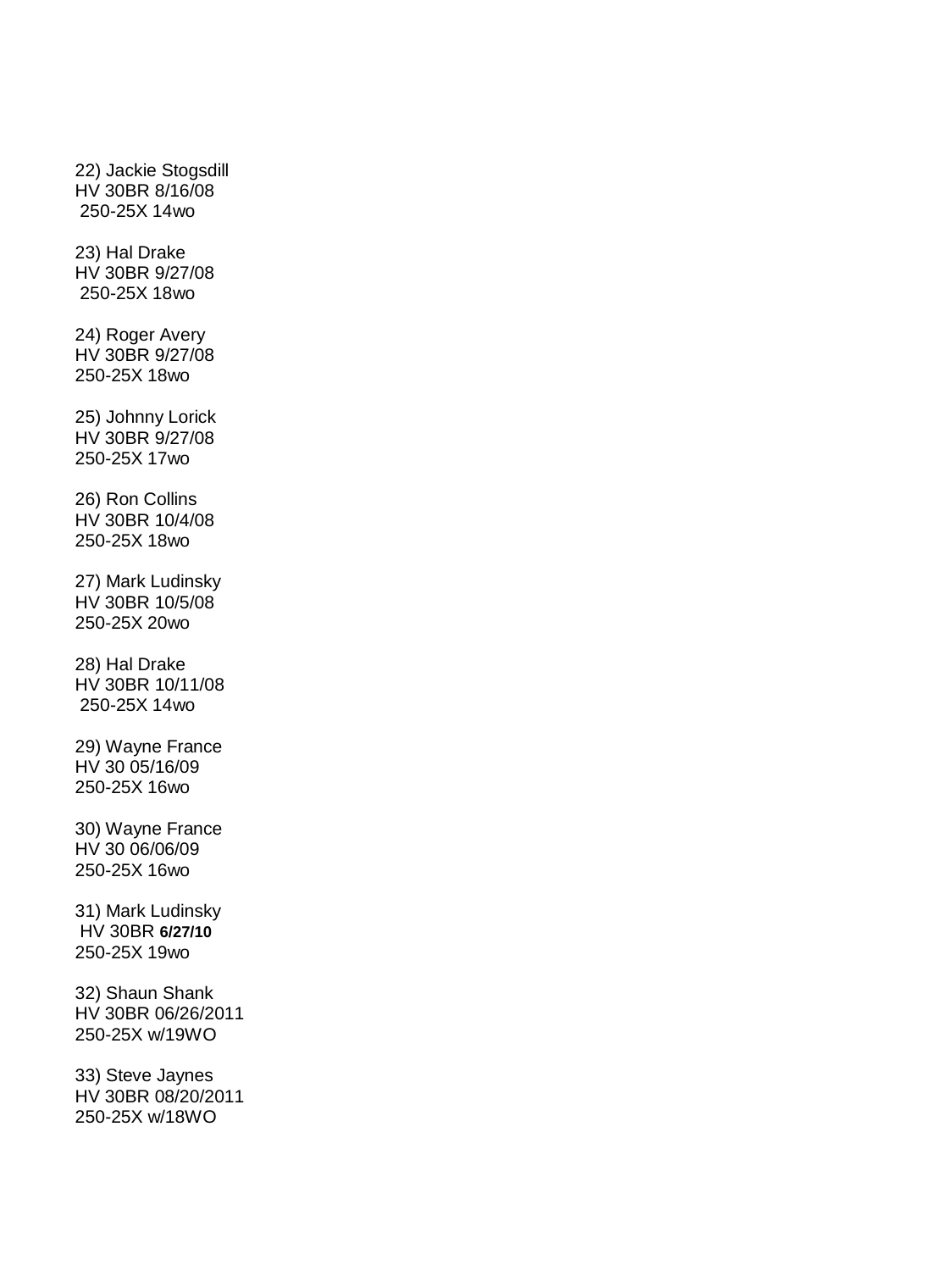22) Jackie Stogsdill
HV 30BR 8/16/08
250-25X 14wo

23) Hal Drake
HV 30BR 9/27/08
250-25X 18wo

24) Roger Avery
HV 30BR 9/27/08
250-25X 18wo

25) Johnny Lorick
HV 30BR 9/27/08
250-25X 17wo

26) Ron Collins
HV 30BR 10/4/08
250-25X 18wo

27) Mark Ludinsky
HV 30BR 10/5/08
250-25X 20wo

28) Hal Drake
HV 30BR 10/11/08
250-25X 14wo

29) Wayne France
HV 30 05/16/09
250-25X 16wo

30) Wayne France
HV 30 06/06/09
250-25X 16wo

31) Mark Ludinsky
HV 30BR **6/27/10**
250-25X 19wo

32) Shaun Shank
HV 30BR 06/26/2011
250-25X w/19WO

33) Steve Jaynes
HV 30BR 08/20/2011
250-25X w/18WO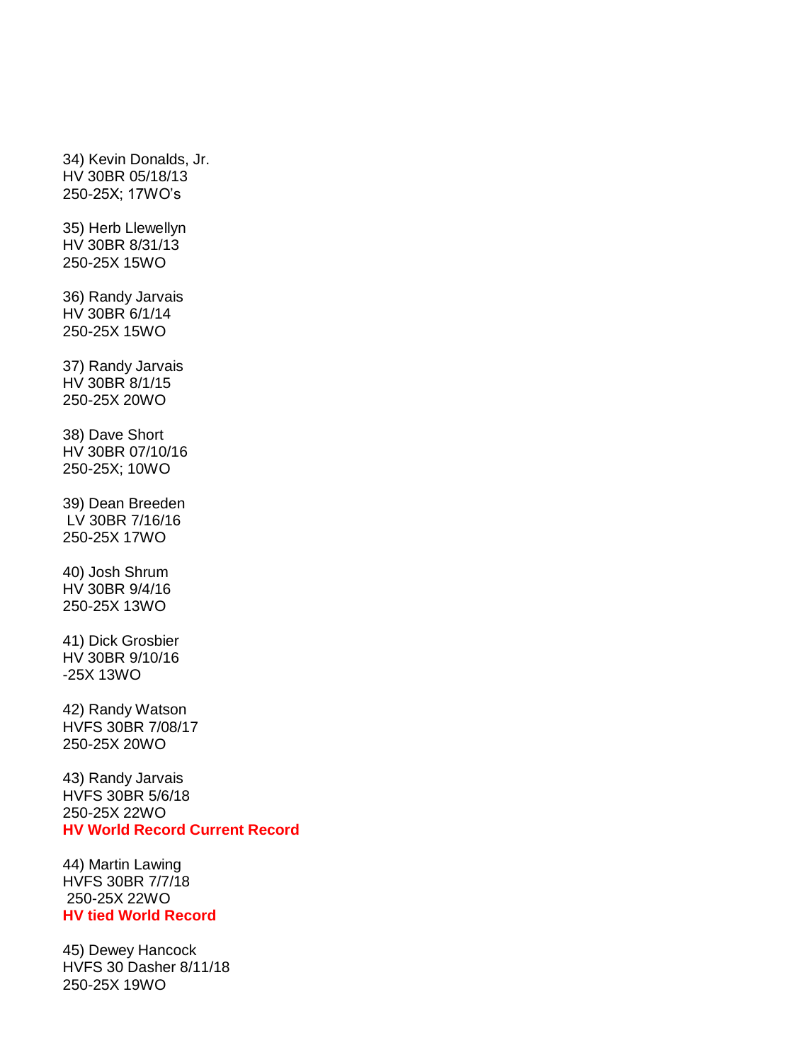34) Kevin Donalds, Jr.
HV 30BR 05/18/13
250-25X; 17WO's

35) Herb Llewellyn
HV 30BR 8/31/13
250-25X 15WO

36) Randy Jarvais
HV 30BR 6/1/14
250-25X 15WO

37) Randy Jarvais
HV 30BR 8/1/15
250-25X 20WO

38) Dave Short
HV 30BR 07/10/16
250-25X; 10WO

39) Dean Breeden
LV 30BR 7/16/16
250-25X 17WO

40) Josh Shrum
HV 30BR 9/4/16
250-25X 13WO

41) Dick Grosbier
HV 30BR 9/10/16
-25X 13WO

42) Randy Watson
HVFS 30BR 7/08/17
250-25X 20WO

43) Randy Jarvais
HVFS 30BR 5/6/18
250-25X 22WO
**HV World Record Current Record**

44) Martin Lawing
HVFS 30BR 7/7/18
250-25X 22WO
**HV tied World Record**

45) Dewey Hancock
HVFS 30 Dasher 8/11/18
250-25X 19WO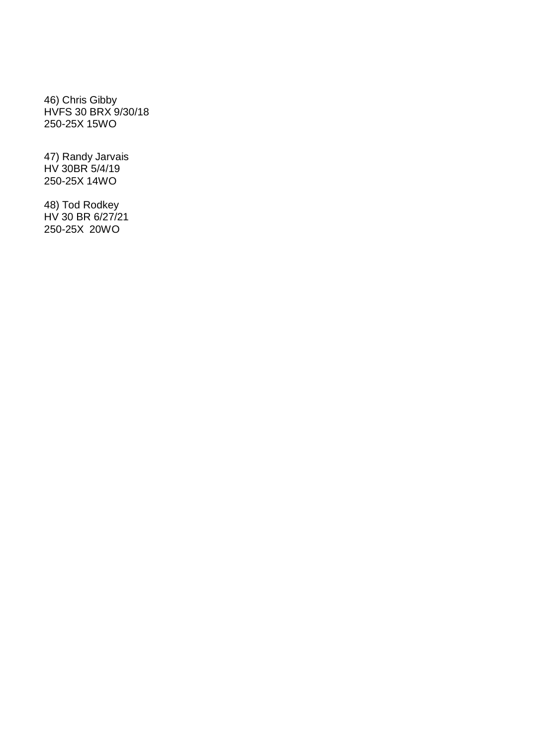46) Chris Gibby
HVFS 30 BRX 9/30/18
250-25X 15WO

47) Randy Jarvais
HV 30BR 5/4/19
250-25X 14WO

48) Tod Rodkey
HV 30 BR 6/27/21
250-25X 20WO